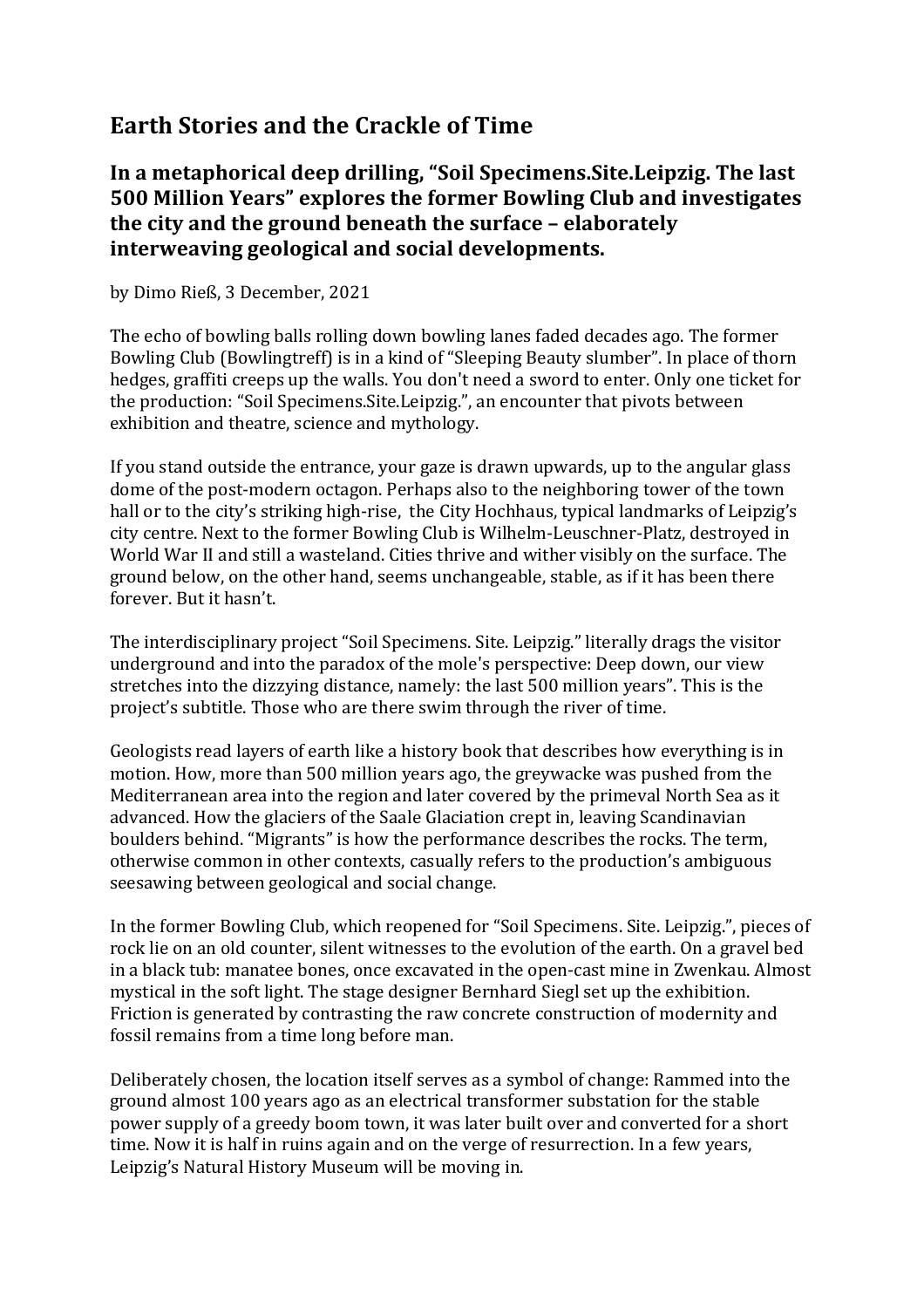# Earth Stories and the Crackle of Time

## In a metaphorical deep drilling, "Soil Specimens.Site.Leipzig. The last 500 Million Years" explores the former Bowling Club and investigates the city and the ground beneath the surface – elaborately interweaving geological and social developments.

by Dimo Rieß, 3 December, 2021

The echo of bowling balls rolling down bowling lanes faded decades ago. The former Bowling Club (Bowlingtreff) is in a kind of "Sleeping Beauty slumber". In place of thorn hedges, graffiti creeps up the walls. You don't need a sword to enter. Only one ticket for the production: "Soil Specimens.Site.Leipzig.", an encounter that pivots between exhibition and theatre, science and mythology.

If you stand outside the entrance, your gaze is drawn upwards, up to the angular glass dome of the post-modern octagon. Perhaps also to the neighboring tower of the town hall or to the city's striking high-rise, the City Hochhaus, typical landmarks of Leipzig's city centre. Next to the former Bowling Club is Wilhelm-Leuschner-Platz, destroyed in World War II and still a wasteland. Cities thrive and wither visibly on the surface. The ground below, on the other hand, seems unchangeable, stable, as if it has been there forever. But it hasn't.

The interdisciplinary project "Soil Specimens. Site. Leipzig." literally drags the visitor underground and into the paradox of the mole's perspective: Deep down, our view stretches into the dizzying distance, namely: the last 500 million years". This is the project's subtitle. Those who are there swim through the river of time.

Geologists read layers of earth like a history book that describes how everything is in motion. How, more than 500 million years ago, the greywacke was pushed from the Mediterranean area into the region and later covered by the primeval North Sea as it advanced. How the glaciers of the Saale Glaciation crept in, leaving Scandinavian boulders behind. "Migrants" is how the performance describes the rocks. The term, otherwise common in other contexts, casually refers to the production's ambiguous seesawing between geological and social change.

In the former Bowling Club, which reopened for "Soil Specimens. Site. Leipzig.", pieces of rock lie on an old counter, silent witnesses to the evolution of the earth. On a gravel bed in a black tub: manatee bones, once excavated in the open-cast mine in Zwenkau. Almost mystical in the soft light. The stage designer Bernhard Siegl set up the exhibition. Friction is generated by contrasting the raw concrete construction of modernity and fossil remains from a time long before man.

Deliberately chosen, the location itself serves as a symbol of change: Rammed into the ground almost 100 years ago as an electrical transformer substation for the stable power supply of a greedy boom town, it was later built over and converted for a short time. Now it is half in ruins again and on the verge of resurrection. In a few years, Leipzig's Natural History Museum will be moving in.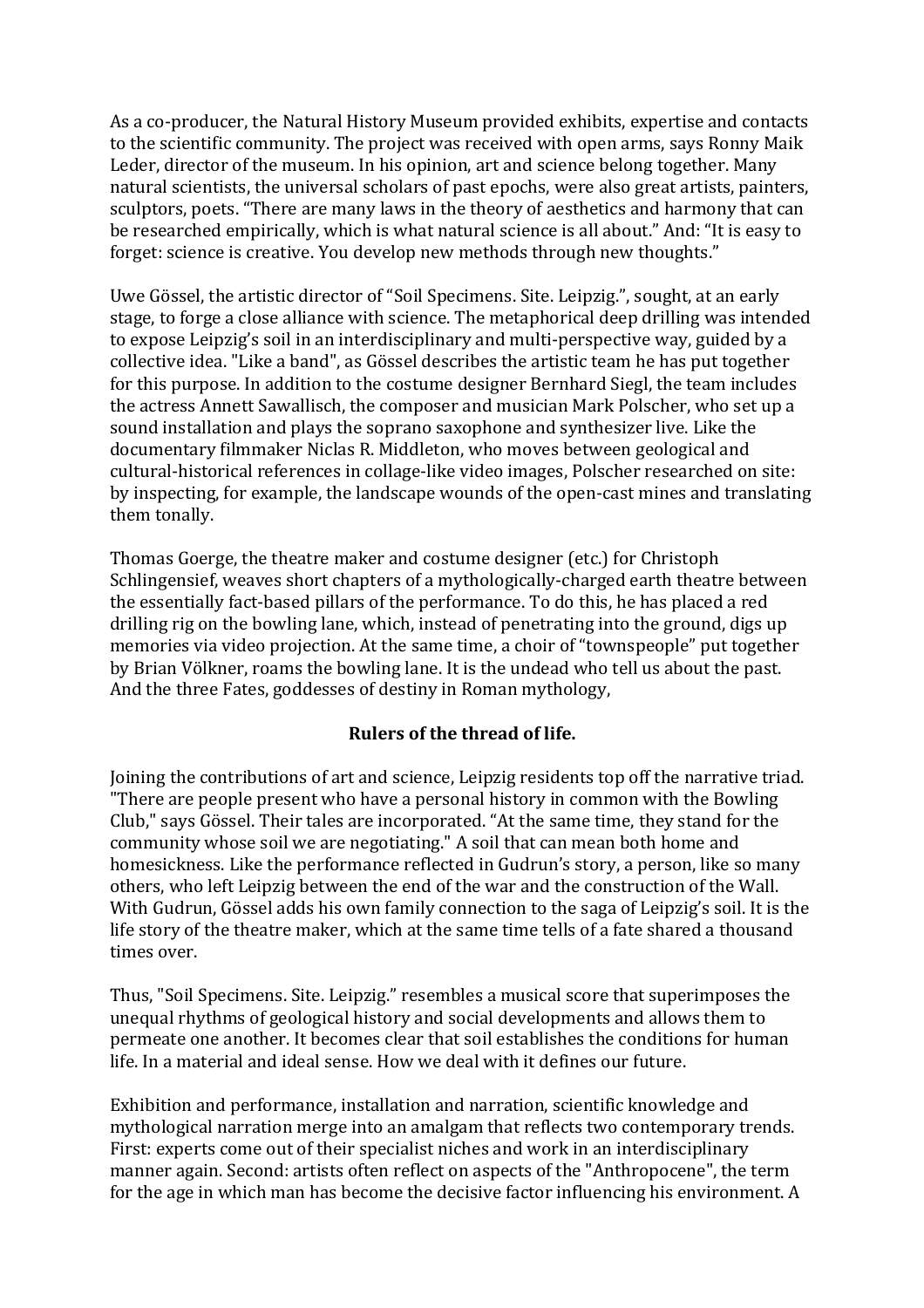As a co-producer, the Natural History Museum provided exhibits, expertise and contacts to the scientific community. The project was received with open arms, says Ronny Maik Leder, director of the museum. In his opinion, art and science belong together. Many natural scientists, the universal scholars of past epochs, were also great artists, painters, sculptors, poets. "There are many laws in the theory of aesthetics and harmony that can be researched empirically, which is what natural science is all about." And: "It is easy to forget: science is creative. You develop new methods through new thoughts."

Uwe Gössel, the artistic director of "Soil Specimens. Site. Leipzig.", sought, at an early stage, to forge a close alliance with science. The metaphorical deep drilling was intended to expose Leipzig's soil in an interdisciplinary and multi-perspective way, guided by a collective idea. "Like a band", as Gössel describes the artistic team he has put together for this purpose. In addition to the costume designer Bernhard Siegl, the team includes the actress Annett Sawallisch, the composer and musician Mark Polscher, who set up a sound installation and plays the soprano saxophone and synthesizer live. Like the documentary filmmaker Niclas R. Middleton, who moves between geological and cultural-historical references in collage-like video images, Polscher researched on site: by inspecting, for example, the landscape wounds of the open-cast mines and translating them tonally.

Thomas Goerge, the theatre maker and costume designer (etc.) for Christoph Schlingensief, weaves short chapters of a mythologically-charged earth theatre between the essentially fact-based pillars of the performance. To do this, he has placed a red drilling rig on the bowling lane, which, instead of penetrating into the ground, digs up memories via video projection. At the same time, a choir of "townspeople" put together by Brian Völkner, roams the bowling lane. It is the undead who tell us about the past. And the three Fates, goddesses of destiny in Roman mythology,

**Rulers of the thread of life.**

Joining the contributions of art and science, Leipzig residents top off the narrative triad. "There are people present who have a personal history in common with the Bowling Club," says Gössel. Their tales are incorporated. "At the same time, they stand for the community whose soil we are negotiating." A soil that can mean both home and homesickness. Like the performance reflected in Gudrun's story, a person, like so many others, who left Leipzig between the end of the war and the construction of the Wall. With Gudrun, Gössel adds his own family connection to the saga of Leipzig's soil. It is the life story of the theatre maker, which at the same time tells of a fate shared a thousand times over.

Thus, "Soil Specimens. Site. Leipzig." resembles a musical score that superimposes the unequal rhythms of geological history and social developments and allows them to permeate one another. It becomes clear that soil establishes the conditions for human life. In a material and ideal sense. How we deal with it defines our future.

Exhibition and performance, installation and narration, scientific knowledge and mythological narration merge into an amalgam that reflects two contemporary trends. First: experts come out of their specialist niches and work in an interdisciplinary manner again. Second: artists often reflect on aspects of the "Anthropocene", the term for the age in which man has become the decisive factor influencing his environment. A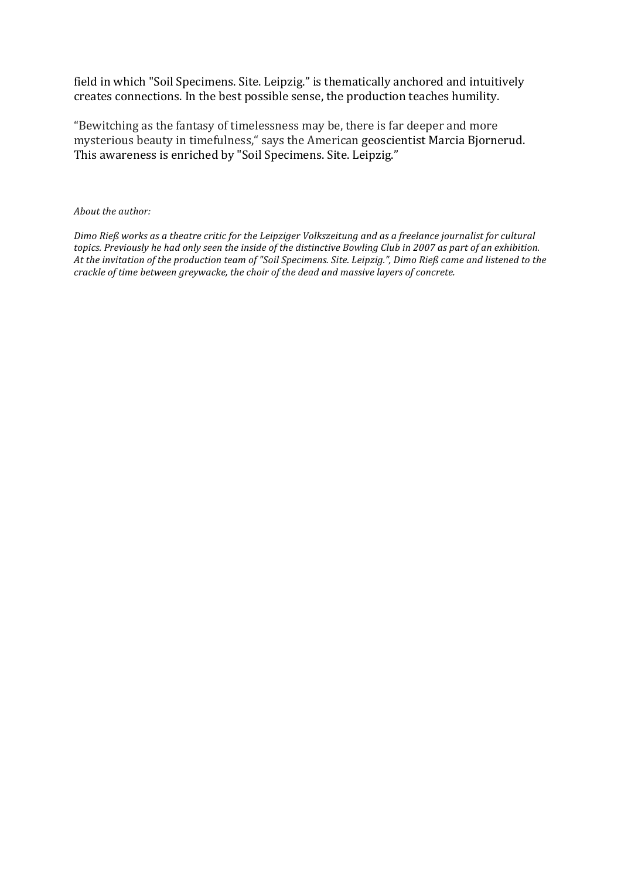field in which "Soil Specimens. Site. Leipzig." is thematically anchored and intuitively creates connections. In the best possible sense, the production teaches humility.

“Bewitching as the fantasy of timelessness may be, there is far deeper and more mysterious beauty in timefulness,“ says the American geoscientist Marcia Bjornerud. This awareness is enriched by "Soil Specimens. Site. Leipzig."

*About the author:*

*Dimo Rieß works as a theatre critic for the Leipziger Volkszeitung and as a freelance journalist for cultural topics. Previously he had only seen the inside of the distinctive Bowling Club in 2007 as part of an exhibition. At the invitation of the production team of "Soil Specimens. Site. Leipzig.", Dimo Rieß came and listened to the crackle of time between greywacke, the choir of the dead and massive layers of concrete.*